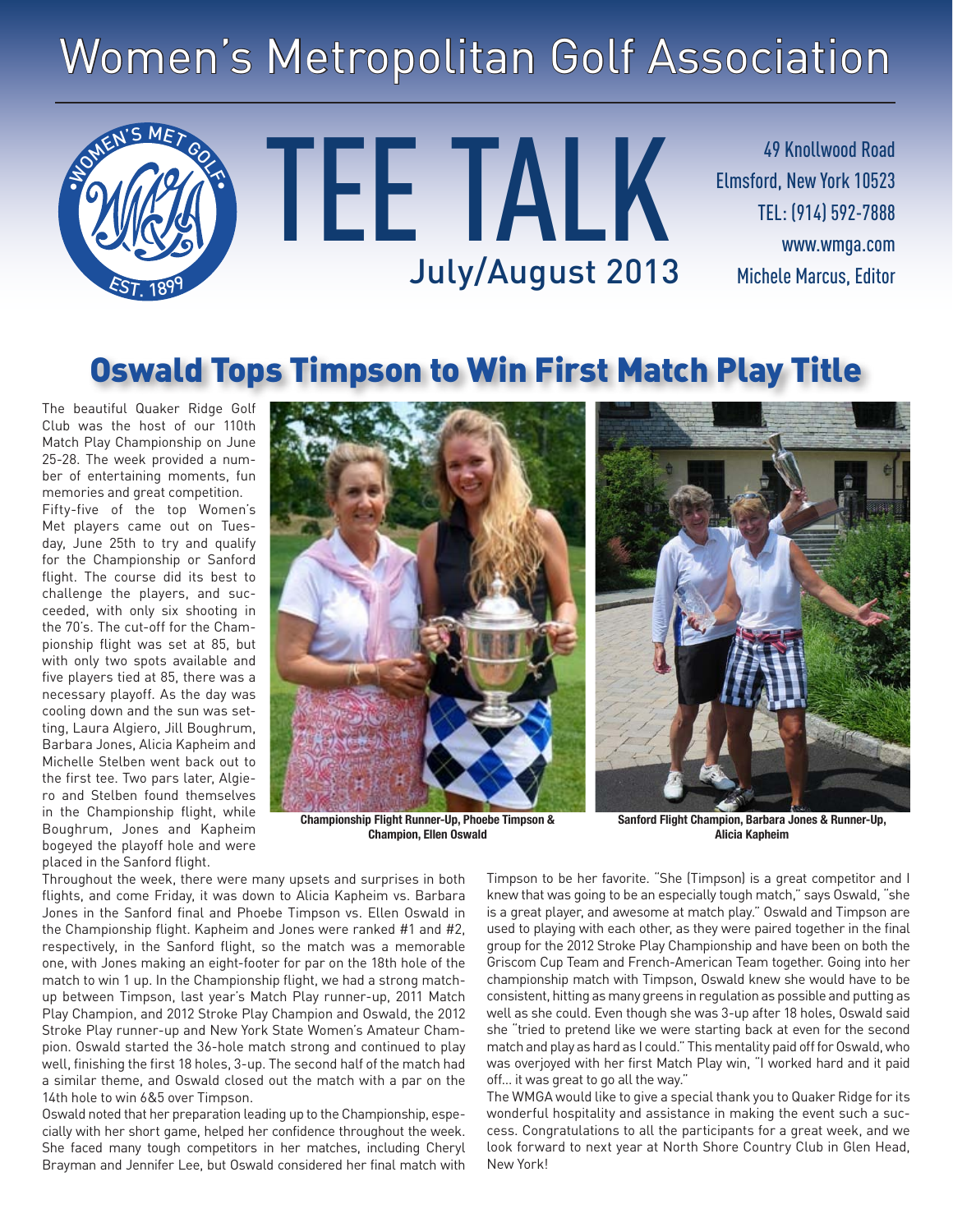# Women's Metropolitan Golf Association

# TEE TALK

July/August 2013

49 Knollwood Road
Elmsford, New York 10523
TEL: (914) 592-7888
www.wmga.com
Michele Marcus, Editor

## Oswald Tops Timpson to Win First Match Play Title

The beautiful Quaker Ridge Golf Club was the host of our 110th Match Play Championship on June 25-28. The week provided a number of entertaining moments, fun memories and great competition.

Fifty-five of the top Women's Met players came out on Tuesday, June 25th to try and qualify for the Championship or Sanford flight. The course did its best to challenge the players, and succeeded, with only six shooting in the 70's. The cut-off for the Championship flight was set at 85, but with only two spots available and five players tied at 85, there was a necessary playoff. As the day was cooling down and the sun was setting, Laura Algiero, Jill Boughrum, Barbara Jones, Alicia Kapheim and Michelle Stelben went back out to the first tee. Two pars later, Algiero and Stelben found themselves in the Championship flight, while Boughrum, Jones and Kapheim bogeyed the playoff hole and were placed in the Sanford flight.

**Championship Flight Runner-Up, Phoebe Timpson & Champion, Ellen Oswald**

**Sanford Flight Champion, Barbara Jones & Runner-Up, Alicia Kapheim**

Throughout the week, there were many upsets and surprises in both flights, and come Friday, it was down to Alicia Kapheim vs. Barbara Jones in the Sanford final and Phoebe Timpson vs. Ellen Oswald in the Championship flight. Kapheim and Jones were ranked #1 and #2, respectively, in the Sanford flight, so the match was a memorable one, with Jones making an eight-footer for par on the 18th hole of the match to win 1 up. In the Championship flight, we had a strong match-up between Timpson, last year's Match Play runner-up, 2011 Match Play Champion, and 2012 Stroke Play Champion and Oswald, the 2012 Stroke Play runner-up and New York State Women's Amateur Champion. Oswald started the 36-hole match strong and continued to play well, finishing the first 18 holes, 3-up. The second half of the match had a similar theme, and Oswald closed out the match with a par on the 14th hole to win 6&5 over Timpson.

Oswald noted that her preparation leading up to the Championship, especially with her short game, helped her confidence throughout the week. She faced many tough competitors in her matches, including Cheryl Brayman and Jennifer Lee, but Oswald considered her final match with Timpson to be her favorite. "She (Timpson) is a great competitor and I knew that was going to be an especially tough match," says Oswald, "she is a great player, and awesome at match play." Oswald and Timpson are used to playing with each other, as they were paired together in the final group for the 2012 Stroke Play Championship and have been on both the Griscom Cup Team and French-American Team together. Going into her championship match with Timpson, Oswald knew she would have to be consistent, hitting as many greens in regulation as possible and putting as well as she could. Even though she was 3-up after 18 holes, Oswald said she "tried to pretend like we were starting back at even for the second match and play as hard as I could." This mentality paid off for Oswald, who was overjoyed with her first Match Play win, "I worked hard and it paid off... it was great to go all the way."

The WMGA would like to give a special thank you to Quaker Ridge for its wonderful hospitality and assistance in making the event such a success. Congratulations to all the participants for a great week, and we look forward to next year at North Shore Country Club in Glen Head, New York!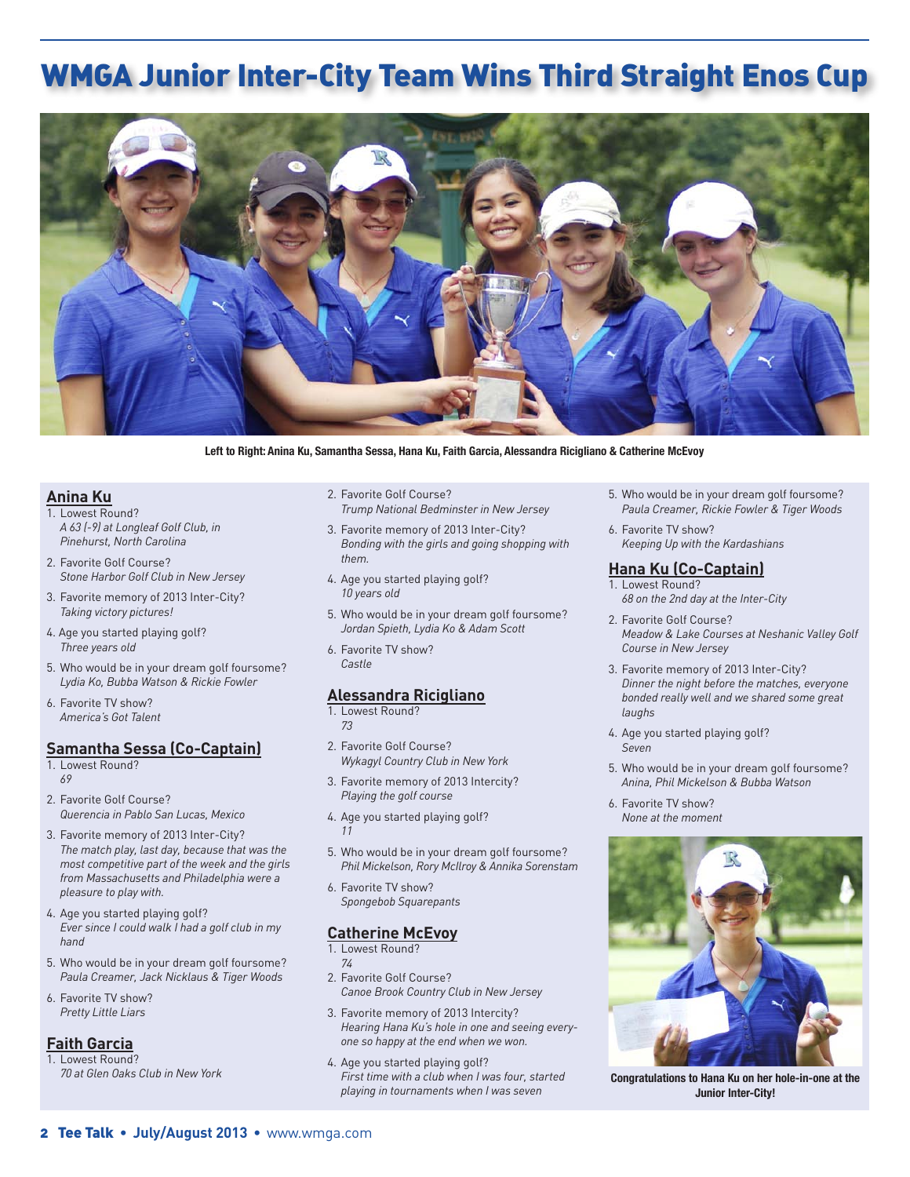# WMGA Junior Inter-City Team Wins Third Straight Enos Cup

**Left to Right: Anina Ku, Samantha Sessa, Hana Ku, Faith Garcia, Alessandra Ricigliano & Catherine McEvoy**

## Anina Ku

1. Lowest Round?
   *A 63 (-9) at Longleaf Golf Club, in Pinehurst, North Carolina*
2. Favorite Golf Course?
   *Stone Harbor Golf Club in New Jersey*
3. Favorite memory of 2013 Inter-City?
   *Taking victory pictures!*
4. Age you started playing golf?
   *Three years old*
5. Who would be in your dream golf foursome?
   *Lydia Ko, Bubba Watson & Rickie Fowler*
6. Favorite TV show?
   *America's Got Talent*

## Samantha Sessa (Co-Captain)

1. Lowest Round?
   *69*
2. Favorite Golf Course?
   *Querencia in Pablo San Lucas, Mexico*
3. Favorite memory of 2013 Inter-City?
   *The match play, last day, because that was the most competitive part of the week and the girls from Massachusetts and Philadelphia were a pleasure to play with.*
4. Age you started playing golf?
   *Ever since I could walk I had a golf club in my hand*
5. Who would be in your dream golf foursome?
   *Paula Creamer, Jack Nicklaus & Tiger Woods*
6. Favorite TV show?
   *Pretty Little Liars*

## Faith Garcia

1. Lowest Round?
   *70 at Glen Oaks Club in New York*
2. Favorite Golf Course?
   *Trump National Bedminster in New Jersey*
3. Favorite memory of 2013 Inter-City?
   *Bonding with the girls and going shopping with them.*
4. Age you started playing golf?
   *10 years old*
5. Who would be in your dream golf foursome?
   *Jordan Spieth, Lydia Ko & Adam Scott*
6. Favorite TV show?
   *Castle*

## Alessandra Ricigliano

1. Lowest Round?
   *73*
2. Favorite Golf Course?
   *Wykagyl Country Club in New York*
3. Favorite memory of 2013 Intercity?
   *Playing the golf course*
4. Age you started playing golf?
   *11*
5. Who would be in your dream golf foursome?
   *Phil Mickelson, Rory McIlroy & Annika Sorenstam*
6. Favorite TV show?
   *Spongebob Squarepants*

## Catherine McEvoy

1. Lowest Round?
   *74*
2. Favorite Golf Course?
   *Canoe Brook Country Club in New Jersey*
3. Favorite memory of 2013 Intercity?
   *Hearing Hana Ku's hole in one and seeing everyone so happy at the end when we won.*
4. Age you started playing golf?
   *First time with a club when I was four, started playing in tournaments when I was seven*
5. Who would be in your dream golf foursome?
   *Paula Creamer, Rickie Fowler & Tiger Woods*
6. Favorite TV show?
   *Keeping Up with the Kardashians*

## Hana Ku (Co-Captain)

1. Lowest Round?
   *68 on the 2nd day at the Inter-City*
2. Favorite Golf Course?
   *Meadow & Lake Courses at Neshanic Valley Golf Course in New Jersey*
3. Favorite memory of 2013 Inter-City?
   *Dinner the night before the matches, everyone bonded really well and we shared some great laughs*
4. Age you started playing golf?
   *Seven*
5. Who would be in your dream golf foursome?
   *Anina, Phil Mickelson & Bubba Watson*
6. Favorite TV show?
   *None at the moment*

**Congratulations to Hana Ku on her hole-in-one at the Junior Inter-City!**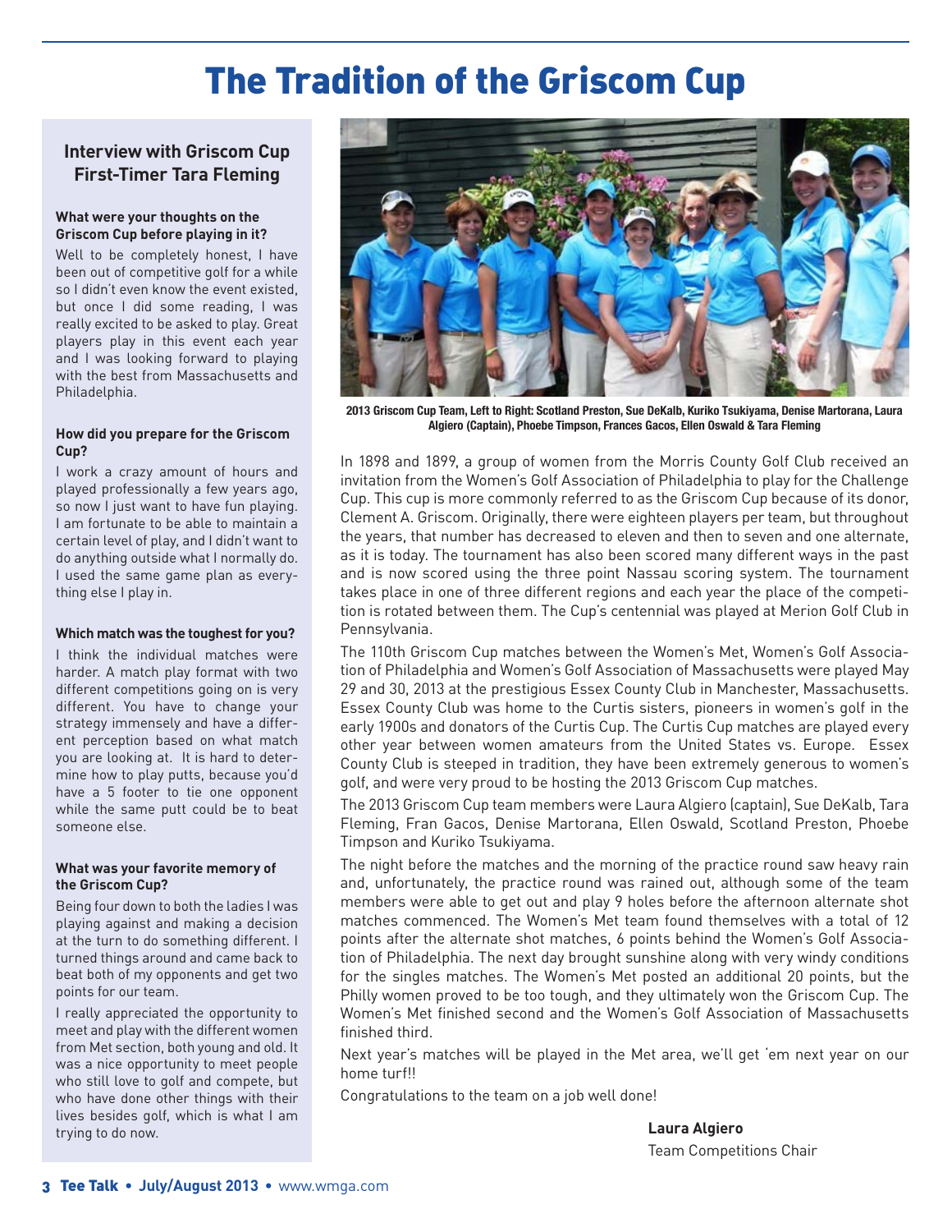# The Tradition of the Griscom Cup

## Interview with Griscom Cup First-Timer Tara Fleming

**What were your thoughts on the Griscom Cup before playing in it?**

Well to be completely honest, I have been out of competitive golf for a while so I didn't even know the event existed, but once I did some reading, I was really excited to be asked to play. Great players play in this event each year and I was looking forward to playing with the best from Massachusetts and Philadelphia.

**How did you prepare for the Griscom Cup?**

I work a crazy amount of hours and played professionally a few years ago, so now I just want to have fun playing. I am fortunate to be able to maintain a certain level of play, and I didn't want to do anything outside what I normally do. I used the same game plan as everything else I play in.

**Which match was the toughest for you?**

I think the individual matches were harder. A match play format with two different competitions going on is very different. You have to change your strategy immensely and have a different perception based on what match you are looking at. It is hard to determine how to play putts, because you'd have a 5 footer to tie one opponent while the same putt could be to beat someone else.

**What was your favorite memory of the Griscom Cup?**

Being four down to both the ladies I was playing against and making a decision at the turn to do something different. I turned things around and came back to beat both of my opponents and get two points for our team.

I really appreciated the opportunity to meet and play with the different women from Met section, both young and old. It was a nice opportunity to meet people who still love to golf and compete, but who have done other things with their lives besides golf, which is what I am trying to do now.

**2013 Griscom Cup Team, Left to Right: Scotland Preston, Sue DeKalb, Kuriko Tsukiyama, Denise Martorana, Laura Algiero (Captain), Phoebe Timpson, Frances Gacos, Ellen Oswald & Tara Fleming**

In 1898 and 1899, a group of women from the Morris County Golf Club received an invitation from the Women's Golf Association of Philadelphia to play for the Challenge Cup. This cup is more commonly referred to as the Griscom Cup because of its donor, Clement A. Griscom. Originally, there were eighteen players per team, but throughout the years, that number has decreased to eleven and then to seven and one alternate, as it is today. The tournament has also been scored many different ways in the past and is now scored using the three point Nassau scoring system. The tournament takes place in one of three different regions and each year the place of the competition is rotated between them. The Cup's centennial was played at Merion Golf Club in Pennsylvania.

The 110th Griscom Cup matches between the Women's Met, Women's Golf Association of Philadelphia and Women's Golf Association of Massachusetts were played May 29 and 30, 2013 at the prestigious Essex County Club in Manchester, Massachusetts. Essex County Club was home to the Curtis sisters, pioneers in women's golf in the early 1900s and donators of the Curtis Cup. The Curtis Cup matches are played every other year between women amateurs from the United States vs. Europe. Essex County Club is steeped in tradition, they have been extremely generous to women's golf, and were very proud to be hosting the 2013 Griscom Cup matches.

The 2013 Griscom Cup team members were Laura Algiero (captain), Sue DeKalb, Tara Fleming, Fran Gacos, Denise Martorana, Ellen Oswald, Scotland Preston, Phoebe Timpson and Kuriko Tsukiyama.

The night before the matches and the morning of the practice round saw heavy rain and, unfortunately, the practice round was rained out, although some of the team members were able to get out and play 9 holes before the afternoon alternate shot matches commenced. The Women's Met team found themselves with a total of 12 points after the alternate shot matches, 6 points behind the Women's Golf Association of Philadelphia. The next day brought sunshine along with very windy conditions for the singles matches. The Women's Met posted an additional 20 points, but the Philly women proved to be too tough, and they ultimately won the Griscom Cup. The Women's Met finished second and the Women's Golf Association of Massachusetts finished third.

Next year's matches will be played in the Met area, we'll get 'em next year on our home turf!!

Congratulations to the team on a job well done!

**Laura Algiero**
Team Competitions Chair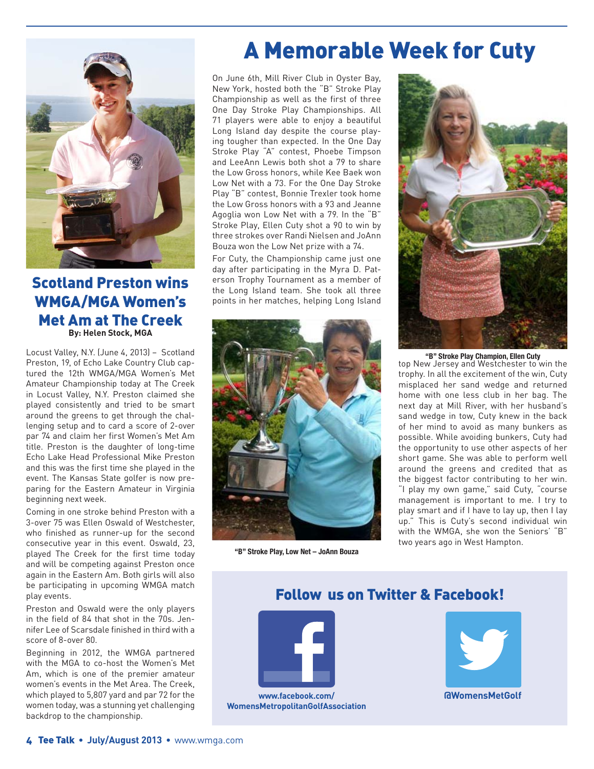# A Memorable Week for Cuty

On June 6th, Mill River Club in Oyster Bay, New York, hosted both the "B" Stroke Play Championship as well as the first of three One Day Stroke Play Championships. All 71 players were able to enjoy a beautiful Long Island day despite the course playing tougher than expected. In the One Day Stroke Play "A" contest, Phoebe Timpson and LeeAnn Lewis both shot a 79 to share the Low Gross honors, while Kee Baek won Low Net with a 73. For the One Day Stroke Play "B" contest, Bonnie Trexler took home the Low Gross honors with a 93 and Jeanne Agoglia won Low Net with a 79. In the "B" Stroke Play, Ellen Cuty shot a 90 to win by three strokes over Randi Nielsen and JoAnn Bouza won the Low Net prize with a 74.

For Cuty, the Championship came just one day after participating in the Myra D. Paterson Trophy Tournament as a member of the Long Island team. She took all three points in her matches, helping Long Island top New Jersey and Westchester to win the trophy. In all the excitement of the win, Cuty misplaced her sand wedge and returned home with one less club in her bag. The next day at Mill River, with her husband's sand wedge in tow, Cuty knew in the back of her mind to avoid as many bunkers as possible. While avoiding bunkers, Cuty had the opportunity to use other aspects of her short game. She was able to perform well around the greens and credited that as the biggest factor contributing to her win. "I play my own game," said Cuty, "course management is important to me. I try to play smart and if I have to lay up, then I lay up." This is Cuty's second individual win with the WMGA, she won the Seniors' "B" two years ago in West Hampton.

**"B" Stroke Play, Low Net – JoAnn Bouza**

**"B" Stroke Play Champion, Ellen Cuty**

## Scotland Preston wins WMGA/MGA Women's Met Am at The Creek

**By: Helen Stock, MGA**

Locust Valley, N.Y. (June 4, 2013) – Scotland Preston, 19, of Echo Lake Country Club captured the 12th WMGA/MGA Women's Met Amateur Championship today at The Creek in Locust Valley, N.Y. Preston claimed she played consistently and tried to be smart around the greens to get through the challenging setup and to card a score of 2-over par 74 and claim her first Women's Met Am title. Preston is the daughter of long-time Echo Lake Head Professional Mike Preston and this was the first time she played in the event. The Kansas State golfer is now preparing for the Eastern Amateur in Virginia beginning next week.

Coming in one stroke behind Preston with a 3-over 75 was Ellen Oswald of Westchester, who finished as runner-up for the second consecutive year in this event. Oswald, 23, played The Creek for the first time today and will be competing against Preston once again in the Eastern Am. Both girls will also be participating in upcoming WMGA match play events.

Preston and Oswald were the only players in the field of 84 that shot in the 70s. Jennifer Lee of Scarsdale finished in third with a score of 8-over 80.

Beginning in 2012, the WMGA partnered with the MGA to co-host the Women's Met Am, which is one of the premier amateur women's events in the Met Area. The Creek, which played to 5,807 yard and par 72 for the women today, was a stunning yet challenging backdrop to the championship.

## Follow us on Twitter & Facebook!

**www.facebook.com/WomensMetropolitanGolfAssociation**

**@WomensMetGolf**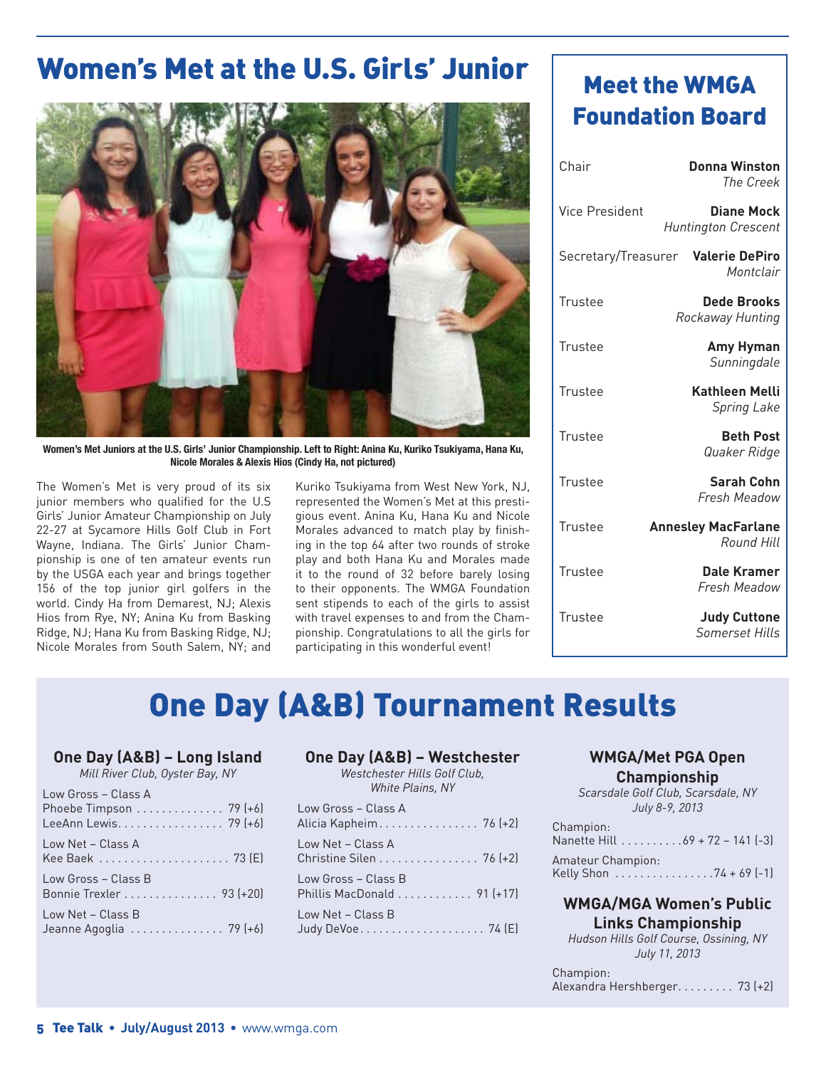# Women's Met at the U.S. Girls' Junior

**Women's Met Juniors at the U.S. Girls' Junior Championship. Left to Right: Anina Ku, Kuriko Tsukiyama, Hana Ku, Nicole Morales & Alexis Hios (Cindy Ha, not pictured)**

The Women's Met is very proud of its six junior members who qualified for the U.S Girls' Junior Amateur Championship on July 22-27 at Sycamore Hills Golf Club in Fort Wayne, Indiana. The Girls' Junior Championship is one of ten amateur events run by the USGA each year and brings together 156 of the top junior girl golfers in the world. Cindy Ha from Demarest, NJ; Alexis Hios from Rye, NY; Anina Ku from Basking Ridge, NJ; Hana Ku from Basking Ridge, NJ; Nicole Morales from South Salem, NY; and Kuriko Tsukiyama from West New York, NJ, represented the Women's Met at this prestigious event. Anina Ku, Hana Ku and Nicole Morales advanced to match play by finishing in the top 64 after two rounds of stroke play and both Hana Ku and Morales made it to the round of 32 before barely losing to their opponents. The WMGA Foundation sent stipends to each of the girls to assist with travel expenses to and from the Championship. Congratulations to all the girls for participating in this wonderful event!

# Meet the WMGA Foundation Board

| | |
|---|---|
| Chair | **Donna Winston** *The Creek* |
| Vice President | **Diane Mock** *Huntington Crescent* |
| Secretary/Treasurer | **Valerie DePiro** *Montclair* |
| Trustee | **Dede Brooks** *Rockaway Hunting* |
| Trustee | **Amy Hyman** *Sunningdale* |
| Trustee | **Kathleen Melli** *Spring Lake* |
| Trustee | **Beth Post** *Quaker Ridge* |
| Trustee | **Sarah Cohn** *Fresh Meadow* |
| Trustee | **Annesley MacFarlane** *Round Hill* |
| Trustee | **Dale Kramer** *Fresh Meadow* |
| Trustee | **Judy Cuttone** *Somerset Hills* |

# One Day (A&B) Tournament Results

### One Day (A&B) – Long Island

*Mill River Club, Oyster Bay, NY*

Low Gross – Class A
Phoebe Timpson .............. 79 (+6)
LeeAnn Lewis.................. 79 (+6)

Low Net – Class A
Kee Baek ...................... 73 (E)

Low Gross – Class B
Bonnie Trexler ............... 93 (+20)

Low Net – Class B
Jeanne Agoglia ............... 79 (+6)

### One Day (A&B) – Westchester

*Westchester Hills Golf Club, White Plains, NY*

Low Gross – Class A
Alicia Kapheim................ 76 (+2)

Low Net – Class A
Christine Silen ................ 76 (+2)

Low Gross – Class B
Phillis MacDonald ............ 91 (+17)

Low Net – Class B
Judy DeVoe.................... 74 (E)

### WMGA/Met PGA Open Championship

*Scarsdale Golf Club, Scarsdale, NY*
*July 8-9, 2013*

Champion:
Nanette Hill ..........69 + 72 – 141 (-3)

Amateur Champion:
Kelly Shon ................74 + 69 (-1)

### WMGA/MGA Women's Public Links Championship

*Hudson Hills Golf Course, Ossining, NY*
*July 11, 2013*

Champion:
Alexandra Hershberger......... 73 (+2)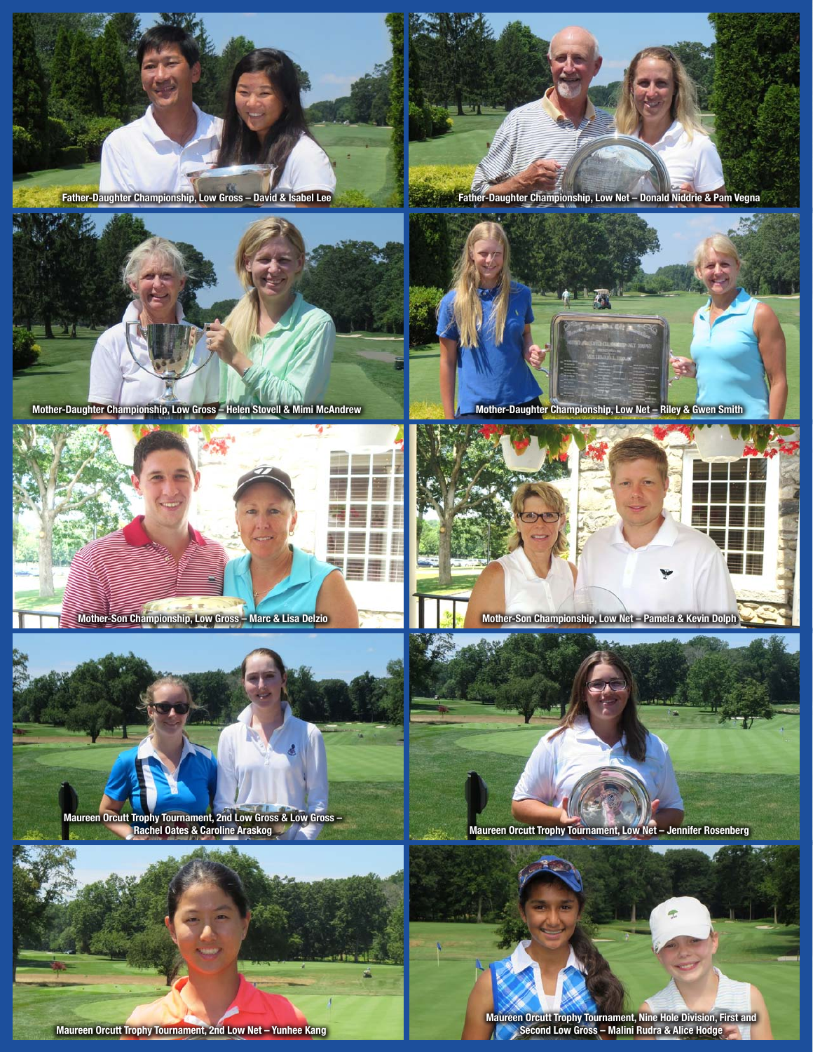Father-Daughter Championship, Low Gross – David & Isabel Lee

Father-Daughter Championship, Low Net – Donald Niddrie & Pam Vegna

Mother-Daughter Championship, Low Gross – Helen Stovell & Mimi McAndrew

Mother-Daughter Championship, Low Net – Riley & Gwen Smith

Mother-Son Championship, Low Gross – Marc & Lisa Delzio

Mother-Son Championship, Low Net – Pamela & Kevin Dolph

Maureen Orcutt Trophy Tournament, 2nd Low Gross & Low Gross – Rachel Oates & Caroline Araskog

Maureen Orcutt Trophy Tournament, Low Net – Jennifer Rosenberg

Maureen Orcutt Trophy Tournament, 2nd Low Net – Yunhee Kang

Maureen Orcutt Trophy Tournament, Nine Hole Division, First and Second Low Gross – Malini Rudra & Alice Hodge